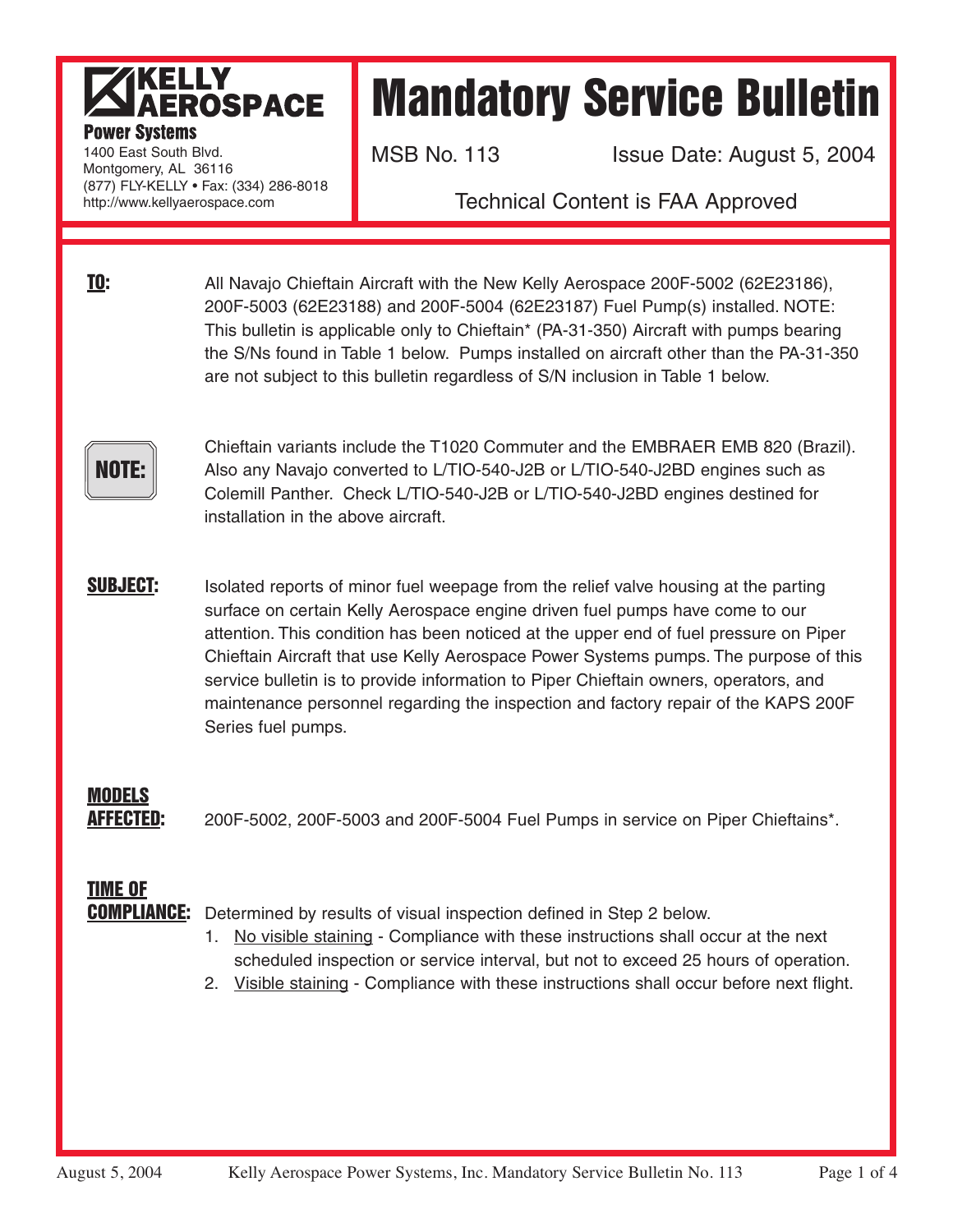**KELLY AEROSPACE**
**Power Systems**
1400 East South Blvd.
Montgomery, AL 36116
(877) FLY-KELLY • Fax: (334) 286-8018
http://www.kellyaerospace.com

# Mandatory Service Bulletin

MSB No. 113 — Issue Date: August 5, 2004

Technical Content is FAA Approved

**TO:** All Navajo Chieftain Aircraft with the New Kelly Aerospace 200F-5002 (62E23186), 200F-5003 (62E23188) and 200F-5004 (62E23187) Fuel Pump(s) installed. NOTE: This bulletin is applicable only to Chieftain* (PA-31-350) Aircraft with pumps bearing the S/Ns found in Table 1 below. Pumps installed on aircraft other than the PA-31-350 are not subject to this bulletin regardless of S/N inclusion in Table 1 below.

**NOTE:** Chieftain variants include the T1020 Commuter and the EMBRAER EMB 820 (Brazil). Also any Navajo converted to L/TIO-540-J2B or L/TIO-540-J2BD engines such as Colemill Panther. Check L/TIO-540-J2B or L/TIO-540-J2BD engines destined for installation in the above aircraft.

**SUBJECT:** Isolated reports of minor fuel weepage from the relief valve housing at the parting surface on certain Kelly Aerospace engine driven fuel pumps have come to our attention. This condition has been noticed at the upper end of fuel pressure on Piper Chieftain Aircraft that use Kelly Aerospace Power Systems pumps. The purpose of this service bulletin is to provide information to Piper Chieftain owners, operators, and maintenance personnel regarding the inspection and factory repair of the KAPS 200F Series fuel pumps.

**MODELS AFFECTED:** 200F-5002, 200F-5003 and 200F-5004 Fuel Pumps in service on Piper Chieftains*.

**TIME OF COMPLIANCE:** Determined by results of visual inspection defined in Step 2 below.

1. No visible staining - Compliance with these instructions shall occur at the next scheduled inspection or service interval, but not to exceed 25 hours of operation.
2. Visible staining - Compliance with these instructions shall occur before next flight.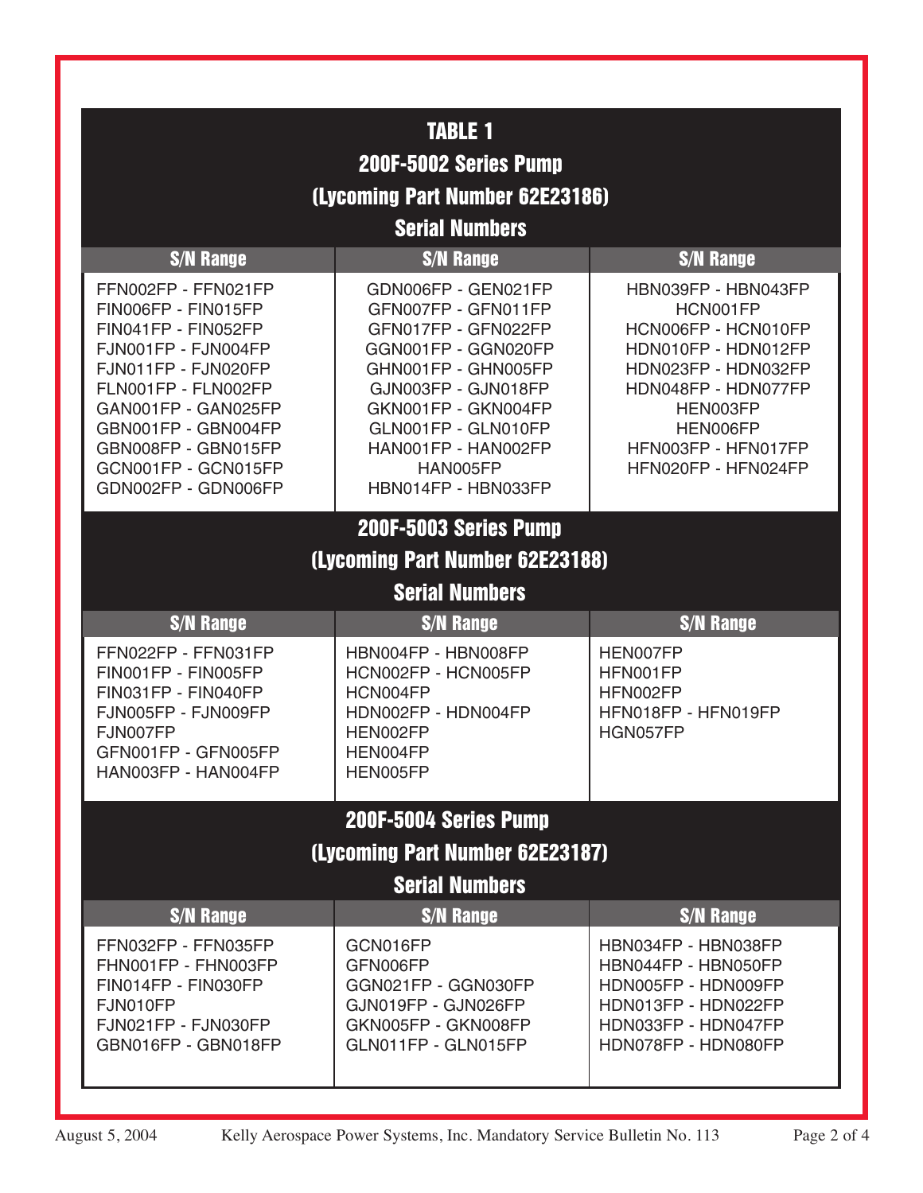# TABLE 1

## 200F-5002 Series Pump
## (Lycoming Part Number 62E23186)
## Serial Numbers

| S/N Range | S/N Range | S/N Range |
|---|---|---|
| FFN002FP - FFN021FP | GDN006FP - GEN021FP | HBN039FP - HBN043FP |
| FIN006FP - FIN015FP | GFN007FP - GFN011FP | HCN001FP |
| FIN041FP - FIN052FP | GFN017FP - GFN022FP | HCN006FP - HCN010FP |
| FJN001FP - FJN004FP | GGN001FP - GGN020FP | HDN010FP - HDN012FP |
| FJN011FP - FJN020FP | GHN001FP - GHN005FP | HDN023FP - HDN032FP |
| FLN001FP - FLN002FP | GJN003FP - GJN018FP | HDN048FP - HDN077FP |
| GAN001FP - GAN025FP | GKN001FP - GKN004FP | HEN003FP |
| GBN001FP - GBN004FP | GLN001FP - GLN010FP | HEN006FP |
| GBN008FP - GBN015FP | HAN001FP - HAN002FP | HFN003FP - HFN017FP |
| GCN001FP - GCN015FP | HAN005FP | HFN020FP - HFN024FP |
| GDN002FP - GDN006FP | HBN014FP - HBN033FP | |

## 200F-5003 Series Pump
## (Lycoming Part Number 62E23188)
## Serial Numbers

| S/N Range | S/N Range | S/N Range |
|---|---|---|
| FFN022FP - FFN031FP | HBN004FP - HBN008FP | HEN007FP |
| FIN001FP - FIN005FP | HCN002FP - HCN005FP | HFN001FP |
| FIN031FP - FIN040FP | HCN004FP | HFN002FP |
| FJN005FP - FJN009FP | HDN002FP - HDN004FP | HFN018FP - HFN019FP |
| FJN007FP | HEN002FP | HGN057FP |
| GFN001FP - GFN005FP | HEN004FP | |
| HAN003FP - HAN004FP | HEN005FP | |

## 200F-5004 Series Pump
## (Lycoming Part Number 62E23187)
## Serial Numbers

| S/N Range | S/N Range | S/N Range |
|---|---|---|
| FFN032FP - FFN035FP | GCN016FP | HBN034FP - HBN038FP |
| FHN001FP - FHN003FP | GFN006FP | HBN044FP - HBN050FP |
| FIN014FP - FIN030FP | GGN021FP - GGN030FP | HDN005FP - HDN009FP |
| FJN010FP | GJN019FP - GJN026FP | HDN013FP - HDN022FP |
| FJN021FP - FJN030FP | GKN005FP - GKN008FP | HDN033FP - HDN047FP |
| GBN016FP - GBN018FP | GLN011FP - GLN015FP | HDN078FP - HDN080FP |

August 5, 2004 Kelly Aerospace Power Systems, Inc. Mandatory Service Bulletin No. 113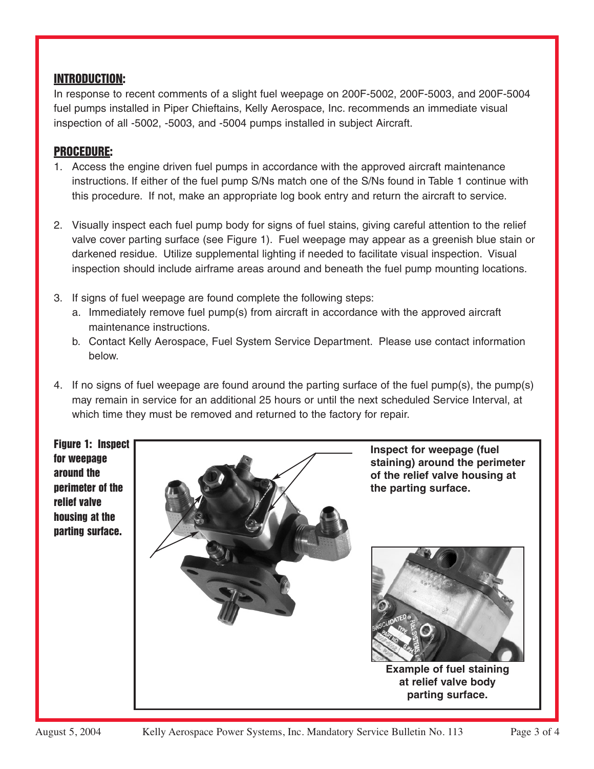## INTRODUCTION:

In response to recent comments of a slight fuel weepage on 200F-5002, 200F-5003, and 200F-5004 fuel pumps installed in Piper Chieftains, Kelly Aerospace, Inc. recommends an immediate visual inspection of all -5002, -5003, and -5004 pumps installed in subject Aircraft.

## PROCEDURE:

1. Access the engine driven fuel pumps in accordance with the approved aircraft maintenance instructions. If either of the fuel pump S/Ns match one of the S/Ns found in Table 1 continue with this procedure. If not, make an appropriate log book entry and return the aircraft to service.

2. Visually inspect each fuel pump body for signs of fuel stains, giving careful attention to the relief valve cover parting surface (see Figure 1). Fuel weepage may appear as a greenish blue stain or darkened residue. Utilize supplemental lighting if needed to facilitate visual inspection. Visual inspection should include airframe areas around and beneath the fuel pump mounting locations.

3. If signs of fuel weepage are found complete the following steps:
   a. Immediately remove fuel pump(s) from aircraft in accordance with the approved aircraft maintenance instructions.
   b. Contact Kelly Aerospace, Fuel System Service Department. Please use contact information below.

4. If no signs of fuel weepage are found around the parting surface of the fuel pump(s), the pump(s) may remain in service for an additional 25 hours or until the next scheduled Service Interval, at which time they must be removed and returned to the factory for repair.

**Figure 1: Inspect for weepage around the perimeter of the relief valve housing at the parting surface.**

**Inspect for weepage (fuel staining) around the perimeter of the relief valve housing at the parting surface.**

**Example of fuel staining at relief valve body parting surface.**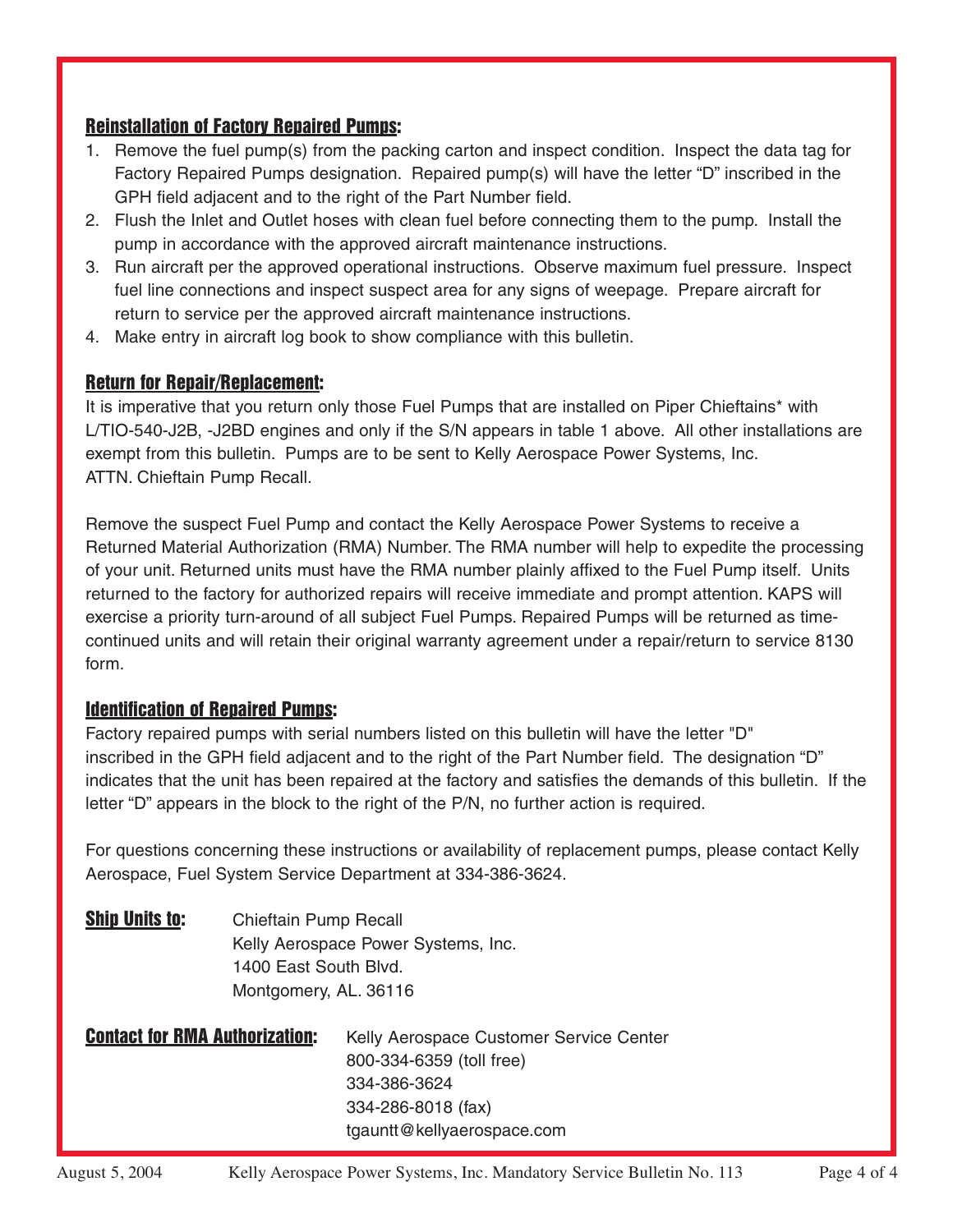**Reinstallation of Factory Repaired Pumps:**

1. Remove the fuel pump(s) from the packing carton and inspect condition. Inspect the data tag for Factory Repaired Pumps designation. Repaired pump(s) will have the letter “D” inscribed in the GPH field adjacent and to the right of the Part Number field.
2. Flush the Inlet and Outlet hoses with clean fuel before connecting them to the pump. Install the pump in accordance with the approved aircraft maintenance instructions.
3. Run aircraft per the approved operational instructions. Observe maximum fuel pressure. Inspect fuel line connections and inspect suspect area for any signs of weepage. Prepare aircraft for return to service per the approved aircraft maintenance instructions.
4. Make entry in aircraft log book to show compliance with this bulletin.

**Return for Repair/Replacement:**

It is imperative that you return only those Fuel Pumps that are installed on Piper Chieftains* with L/TIO-540-J2B, -J2BD engines and only if the S/N appears in table 1 above. All other installations are exempt from this bulletin. Pumps are to be sent to Kelly Aerospace Power Systems, Inc. ATTN. Chieftain Pump Recall.

Remove the suspect Fuel Pump and contact the Kelly Aerospace Power Systems to receive a Returned Material Authorization (RMA) Number. The RMA number will help to expedite the processing of your unit. Returned units must have the RMA number plainly affixed to the Fuel Pump itself. Units returned to the factory for authorized repairs will receive immediate and prompt attention. KAPS will exercise a priority turn-around of all subject Fuel Pumps. Repaired Pumps will be returned as time-continued units and will retain their original warranty agreement under a repair/return to service 8130 form.

**Identification of Repaired Pumps:**

Factory repaired pumps with serial numbers listed on this bulletin will have the letter "D" inscribed in the GPH field adjacent and to the right of the Part Number field. The designation “D” indicates that the unit has been repaired at the factory and satisfies the demands of this bulletin. If the letter “D” appears in the block to the right of the P/N, no further action is required.

For questions concerning these instructions or availability of replacement pumps, please contact Kelly Aerospace, Fuel System Service Department at 334-386-3624.

**Ship Units to:**

Chieftain Pump Recall
Kelly Aerospace Power Systems, Inc.
1400 East South Blvd.
Montgomery, AL. 36116

**Contact for RMA Authorization:**

Kelly Aerospace Customer Service Center
800-334-6359 (toll free)
334-386-3624
334-286-8018 (fax)
tgauntt@kellyaerospace.com